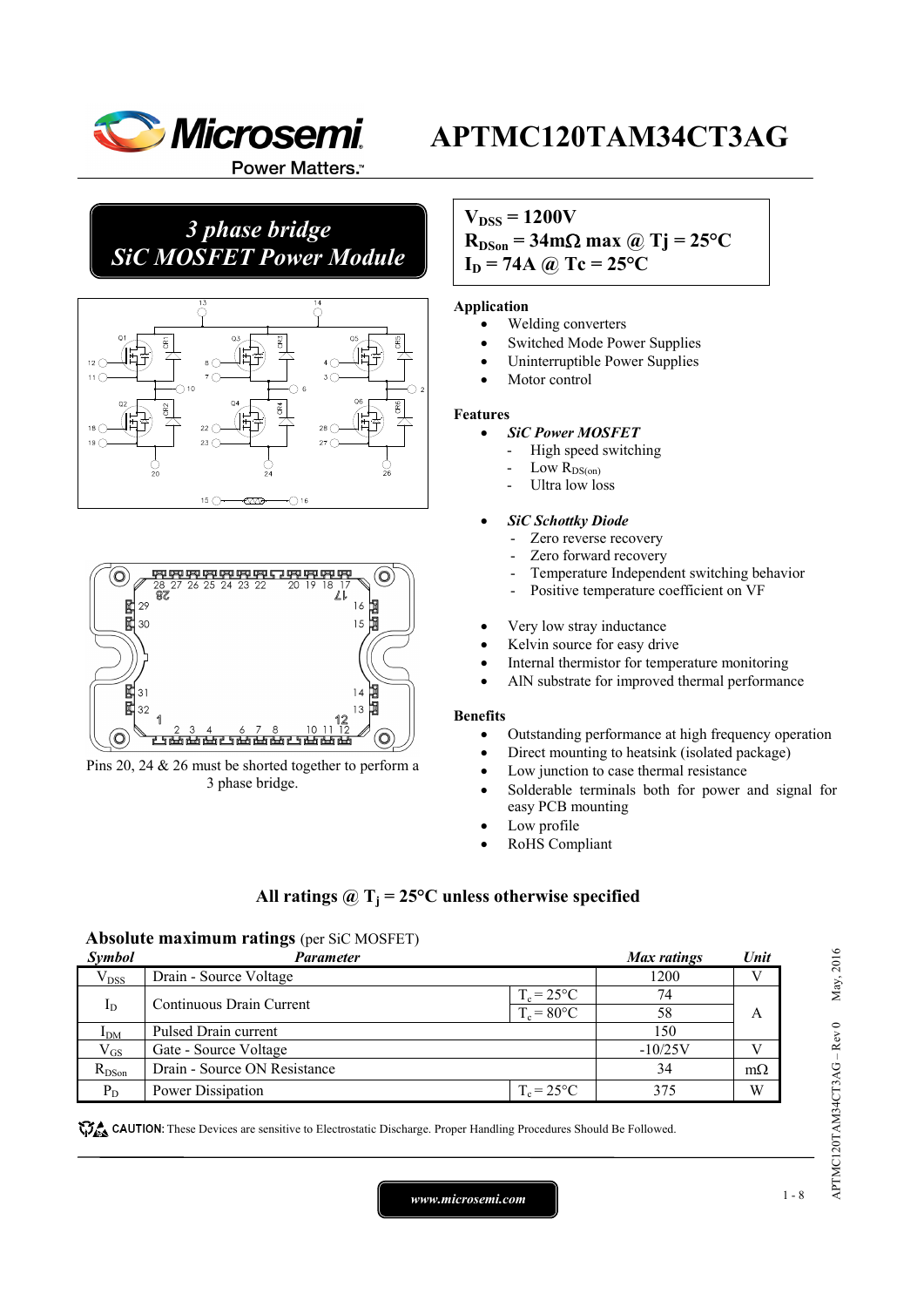# APTMC120TAM34CT3AG

## 3 phase bridge SiC MOSFET Power Module

$V_{DSS}$ = 1200V
$R_{DSon}$ = 34mΩ max @ Tj = 25°C
$I_D$ = 74A @ Tc = 25°C

Pins 20, 24 & 26 must be shorted together to perform a 3 phase bridge.

### Application

- Welding converters
- Switched Mode Power Supplies
- Uninterruptible Power Supplies
- Motor control

### Features

- *SiC Power MOSFET*
  - High speed switching
  - Low $R_{DS(on)}$
  - Ultra low loss
- *SiC Schottky Diode*
  - Zero reverse recovery
  - Zero forward recovery
  - Temperature Independent switching behavior
  - Positive temperature coefficient on VF
- Very low stray inductance
- Kelvin source for easy drive
- Internal thermistor for temperature monitoring
- AlN substrate for improved thermal performance

### Benefits

- Outstanding performance at high frequency operation
- Direct mounting to heatsink (isolated package)
- Low junction to case thermal resistance
- Solderable terminals both for power and signal for easy PCB mounting
- Low profile
- RoHS Compliant

## All ratings @ $T_j$ = 25°C unless otherwise specified

### Absolute maximum ratings (per SiC MOSFET)

| *Symbol* | *Parameter* | | *Max ratings* | *Unit* |
|---|---|---|---|---|
| $V_{DSS}$ | Drain - Source Voltage | | 1200 | V |
| $I_D$ | Continuous Drain Current | $T_c$ = 25°C | 74 | A |
| | | $T_c$ = 80°C | 58 | |
| $I_{DM}$ | Pulsed Drain current | | 150 | |
| $V_{GS}$ | Gate - Source Voltage | | -10/25V | V |
| $R_{DSon}$ | Drain - Source ON Resistance | | 34 | mΩ |
| $P_D$ | Power Dissipation | $T_c$ = 25°C | 375 | W |

**CAUTION:** These Devices are sensitive to Electrostatic Discharge. Proper Handling Procedures Should Be Followed.

www.microsemi.com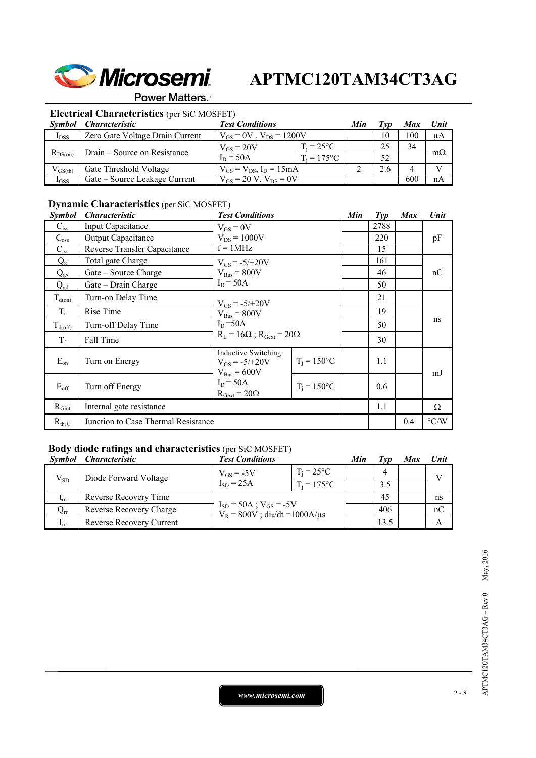# APTMC120TAM34CT3AG

## Electrical Characteristics (per SiC MOSFET)

| Symbol | Characteristic | Test Conditions | | Min | Typ | Max | Unit |
|---|---|---|---|---|---|---|---|
| $I_{DSS}$ | Zero Gate Voltage Drain Current | $V_{GS} = 0V$ , $V_{DS} = 1200V$ | | | 10 | 100 | µA |
| $R_{DS(on)}$ | Drain – Source on Resistance | $V_{GS} = 20V$ $I_D = 50A$ | $T_j = 25°C$ | | 25 | 34 | mΩ |
| | | | $T_j = 175°C$ | | 52 | | |
| $V_{GS(th)}$ | Gate Threshold Voltage | $V_{GS} = V_{DS}$, $I_D = 15mA$ | | 2 | 2.6 | 4 | V |
| $I_{GSS}$ | Gate – Source Leakage Current | $V_{GS} = 20$ V, $V_{DS} = 0V$ | | | | 600 | nA |

## Dynamic Characteristics (per SiC MOSFET)

| Symbol | Characteristic | Test Conditions | | Min | Typ | Max | Unit |
|---|---|---|---|---|---|---|---|
| $C_{iss}$ | Input Capacitance | $V_{GS} = 0V$ $V_{DS} = 1000V$ f = 1MHz | | | 2788 | | pF |
| $C_{oss}$ | Output Capacitance | | | | 220 | | |
| $C_{rss}$ | Reverse Transfer Capacitance | | | | 15 | | |
| $Q_g$ | Total gate Charge | $V_{GS} = -5/+20V$ $V_{Bus} = 800V$ $I_D = 50A$ | | | 161 | | nC |
| $Q_{gs}$ | Gate – Source Charge | | | | 46 | | |
| $Q_{gd}$ | Gate – Drain Charge | | | | 50 | | |
| $T_{d(on)}$ | Turn-on Delay Time | $V_{GS} = -5/+20V$ $V_{Bus} = 800V$ $I_D = 50A$ $R_L = 16Ω$ ; $R_{Gext} = 20Ω$ | | | 21 | | ns |
| $T_r$ | Rise Time | | | | 19 | | |
| $T_{d(off)}$ | Turn-off Delay Time | | | | 50 | | |
| $T_f$ | Fall Time | | | | 30 | | |
| $E_{on}$ | Turn on Energy | Inductive Switching $V_{GS} = -5/+20V$ $V_{Bus} = 600V$ $I_D = 50A$ $R_{Gext} = 20Ω$ | $T_j = 150°C$ | | 1.1 | | mJ |
| $E_{off}$ | Turn off Energy | | $T_j = 150°C$ | | 0.6 | | |
| $R_{Gint}$ | Internal gate resistance | | | | 1.1 | | Ω |
| $R_{thJC}$ | Junction to Case Thermal Resistance | | | | | 0.4 | °C/W |

## Body diode ratings and characteristics (per SiC MOSFET)

| Symbol | Characteristic | Test Conditions | | Min | Typ | Max | Unit |
|---|---|---|---|---|---|---|---|
| $V_{SD}$ | Diode Forward Voltage | $V_{GS} = -5V$ $I_{SD} = 25A$ | $T_j = 25°C$ | | 4 | | V |
| | | | $T_j = 175°C$ | | 3.5 | | |
| $t_{rr}$ | Reverse Recovery Time | $I_{SD} = 50A$ ; $V_{GS} = -5V$ $V_R = 800V$ ; $di_F/dt = 1000A/µs$ | | | 45 | | ns |
| $Q_{rr}$ | Reverse Recovery Charge | | | | 406 | | nC |
| $I_{rr}$ | Reverse Recovery Current | | | | 13.5 | | A |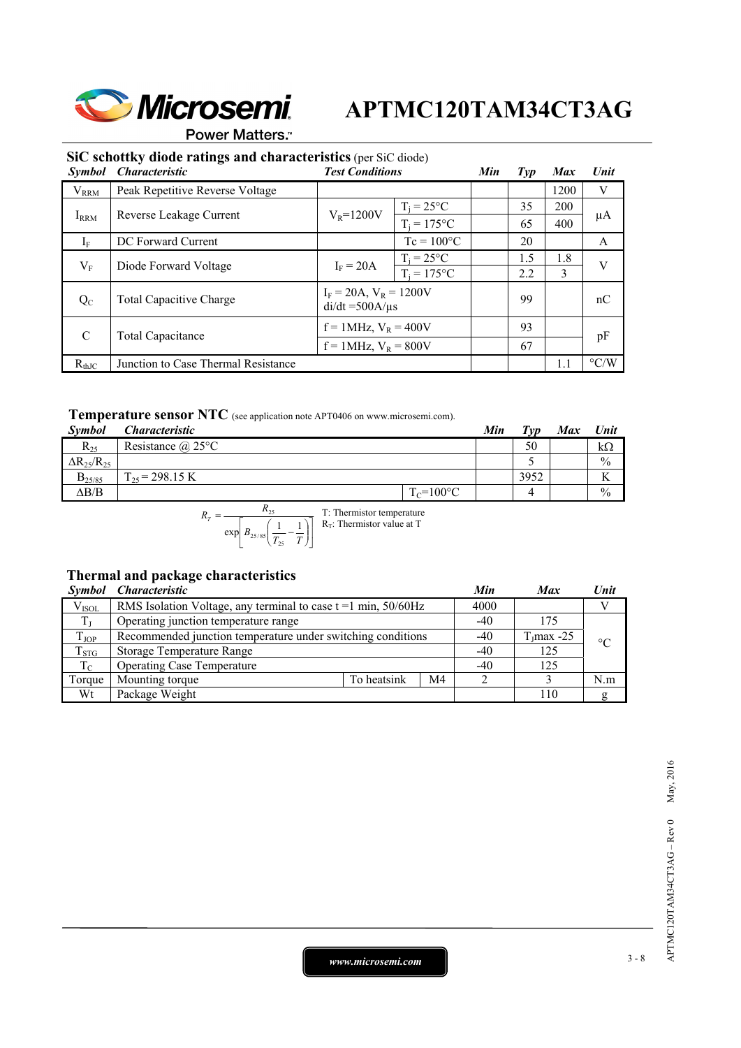## SiC schottky diode ratings and characteristics (per SiC diode)

| Symbol | Characteristic | Test Conditions | | Min | Typ | Max | Unit |
|---|---|---|---|---|---|---|---|
| $V_{RRM}$ | Peak Repetitive Reverse Voltage | | | | | 1200 | V |
| $I_{RRM}$ | Reverse Leakage Current | $V_R$=1200V | $T_j$ = 25°C | | 35 | 200 | µA |
| | | | $T_j$ = 175°C | | 65 | 400 | |
| $I_F$ | DC Forward Current | | Tc = 100°C | | 20 | | A |
| $V_F$ | Diode Forward Voltage | $I_F$ = 20A | $T_j$ = 25°C | | 1.5 | 1.8 | V |
| | | | $T_j$ = 175°C | | 2.2 | 3 | |
| $Q_C$ | Total Capacitive Charge | $I_F$ = 20A, $V_R$ = 1200V di/dt =500A/µs | | | 99 | | nC |
| C | Total Capacitance | f = 1MHz, $V_R$ = 400V | | | 93 | | pF |
| | | f = 1MHz, $V_R$ = 800V | | | 67 | | |
| $R_{thJC}$ | Junction to Case Thermal Resistance | | | | | 1.1 | °C/W |

## Temperature sensor NTC (see application note APT0406 on www.microsemi.com).

| Symbol | Characteristic | | Min | Typ | Max | Unit |
|---|---|---|---|---|---|---|
| $R_{25}$ | Resistance @ 25°C | | | 50 | | kΩ |
| $\Delta R_{25}/R_{25}$ | | | | 5 | | % |
| $B_{25/85}$ | $T_{25}$ = 298.15 K | | | 3952 | | K |
| ΔB/B | | $T_C$=100°C | | 4 | | % |

$$R_T = \frac{R_{25}}{\exp\left[B_{25/85}\left(\frac{1}{T_{25}} - \frac{1}{T}\right)\right]}$$

T: Thermistor temperature
$R_T$: Thermistor value at T

## Thermal and package characteristics

| Symbol | Characteristic | | | Min | Max | Unit |
|---|---|---|---|---|---|---|
| $V_{ISOL}$ | RMS Isolation Voltage, any terminal to case t =1 min, 50/60Hz | | | 4000 | | V |
| $T_J$ | Operating junction temperature range | | | -40 | 175 | °C |
| $T_{JOP}$ | Recommended junction temperature under switching conditions | | | -40 | $T_J$max -25 | |
| $T_{STG}$ | Storage Temperature Range | | | -40 | 125 | |
| $T_C$ | Operating Case Temperature | | | -40 | 125 | |
| Torque | Mounting torque | To heatsink | M4 | 2 | 3 | N.m |
| Wt | Package Weight | | | | 110 | g |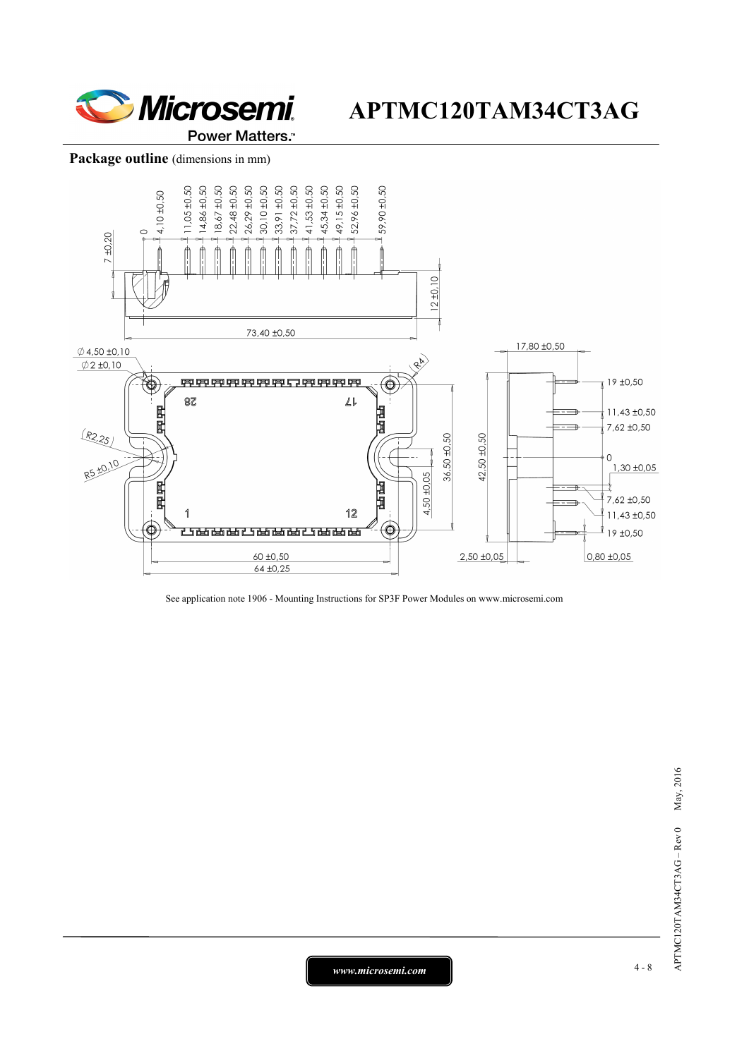**Package outline** (dimensions in mm)

See application note 1906 - Mounting Instructions for SP3F Power Modules on www.microsemi.com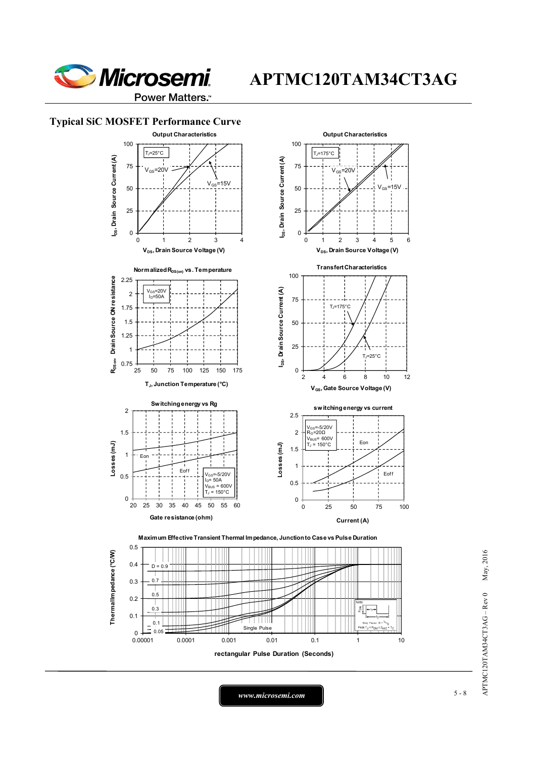## Typical SiC MOSFET Performance Curve

**Output Characteristics**

$T_J$=25°C

$V_{GS}$=20V

$V_{GS}$=15V

$I_{DS}$, Drain Source Current (A)

$V_{DS}$, Drain Source Voltage (V)

**Output Characteristics**

$T_J$=175°C

$V_{GS}$=20V

$V_{GS}$=15V

$I_{DS}$, Drain Source Current (A)

$V_{DS}$, Drain Source Voltage (V)

**Normalized $R_{DS(on)}$ vs. Temperature**

$V_{GS}$=20V
$I_D$=50A

$R_{DSon}$, Drain Source ON resistance

$T_J$, Junction Temperature (°C)

**Transfert Characteristics**

$T_J$=175°C

$T_J$=25°C

$I_{DS}$, Drain Source Current (A)

$V_{GS}$, Gate Source Voltage (V)

**Switching energy vs Rg**

Eon

Eoff

$V_{GS}$=-5/20V
$I_D$= 50A
$V_{BUS}$ = 600V
$T_J$ = 150°C

Losses (mJ)

Gate resistance (ohm)

**switching energy vs current**

$V_{GS}$=-5/20V
$R_G$=20Ω
$V_{BUS}$= 600V
$T_J$ = 150°C

Eon

Eoff

Losses (mJ)

Current (A)

**Maximum Effective Transient Thermal Impedance, Junction to Case vs Pulse Duration**

D = 0.9, 0.7, 0.5, 0.3, 0.1, 0.05

Single Pulse

Thermal Impedance (°C/W)

rectangular Pulse Duration (Seconds)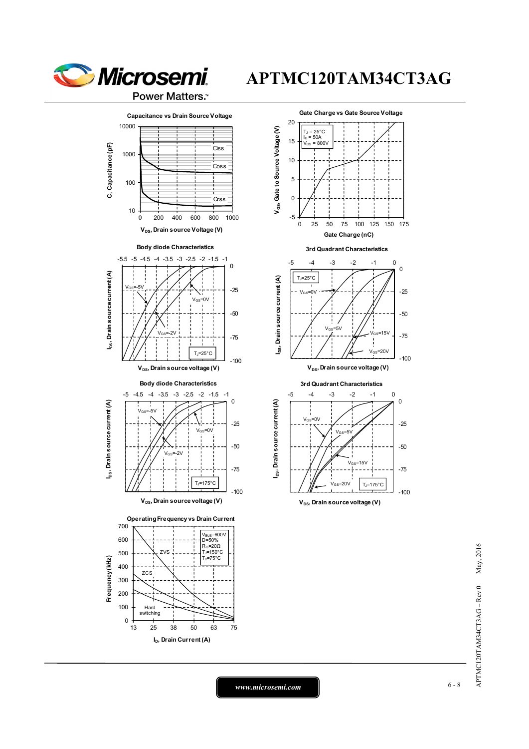### Capacitance vs Drain Source Voltage

C, Capacitance (pF) vs $V_{DS}$, Drain source Voltage (V)

Ciss, Coss, Crss

### Gate Charge vs Gate Source Voltage

$T_J$ = 25°C
$I_D$ = 50A
$V_{DS}$ = 800V

$V_{GS}$, Gate to Source Voltage (V) vs Gate Charge (nC)

### Body diode Characteristics

$I_{DS}$, Drain source current (A) vs $V_{DS}$, Drain source voltage (V)

$V_{GS}$=-5V, $V_{GS}$=0V, $V_{GS}$=-2V, $T_J$=25°C

### 3rd Quadrant Characteristics

$I_{DS}$, Drain source current (A) vs $V_{DS}$, Drain source voltage (V)

$T_J$=25°C, $V_{GS}$=0V, $V_{GS}$=5V, $V_{GS}$=15V, $V_{GS}$=20V

### Body diode Characteristics

$I_{DS}$, Drain source current (A) vs $V_{DS}$, Drain source voltage (V)

$V_{GS}$=-5V, $V_{GS}$=0V, $V_{GS}$=-2V, $T_J$=175°C

### 3rd Quadrant Characteristics

$I_{DS}$, Drain source current (A) vs $V_{DS}$, Drain source voltage (V)

$V_{GS}$=0V, $V_{GS}$=5V, $V_{GS}$=15V, $V_{GS}$=20V, $T_J$=175°C

### Operating Frequency vs Drain Current

$V_{BUS}$=600V
D=50%
$R_G$=20Ω
$T_J$=150°C
$T_C$=75°C

ZVS, ZCS, Hard switching

Frequency (kHz) vs $I_D$, Drain Current (A)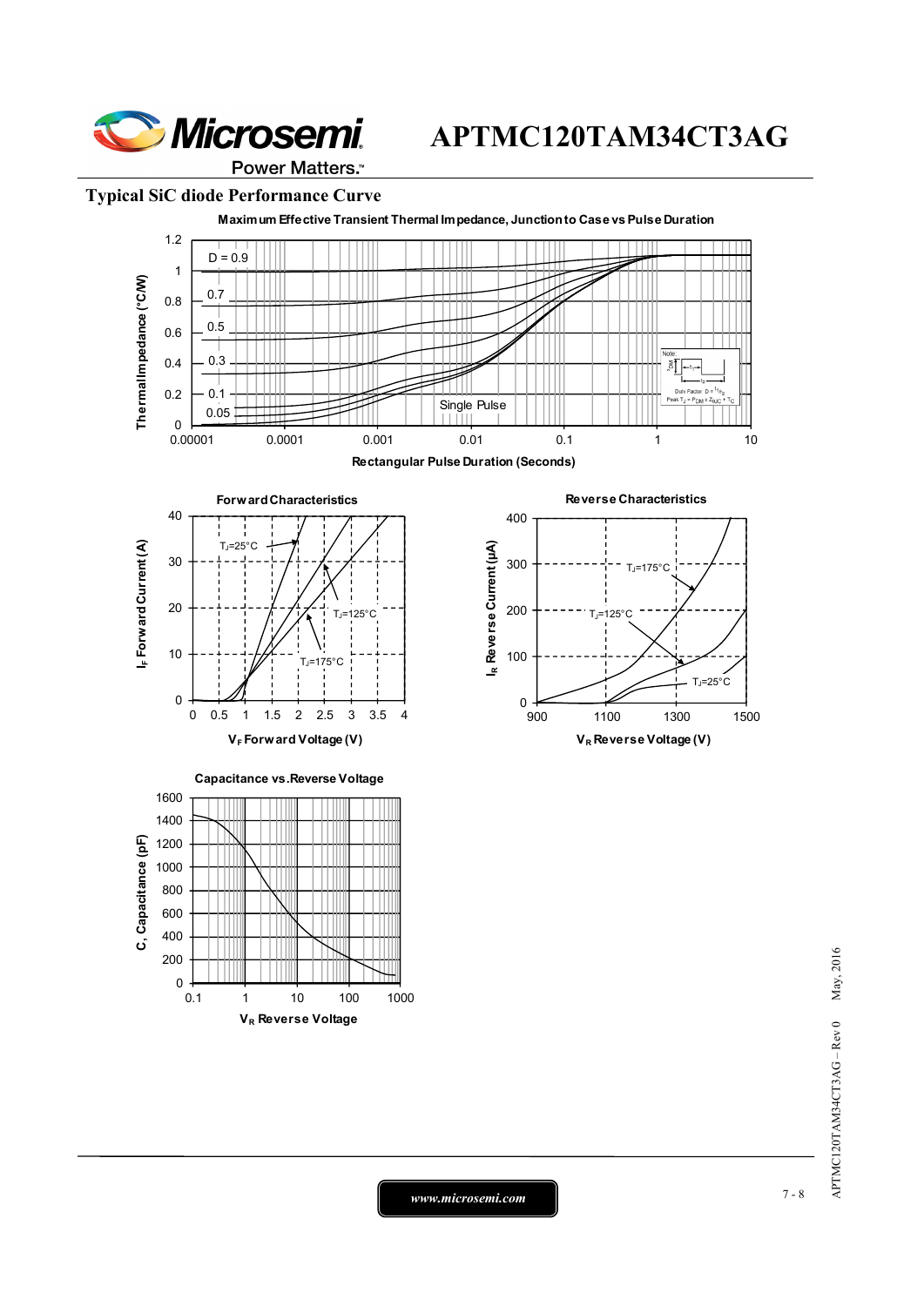## Typical SiC diode Performance Curve

**Maximum Effective Transient Thermal Impedance, Junction to Case vs Pulse Duration**

**Forward Characteristics**

**Reverse Characteristics**

**Capacitance vs. Reverse Voltage**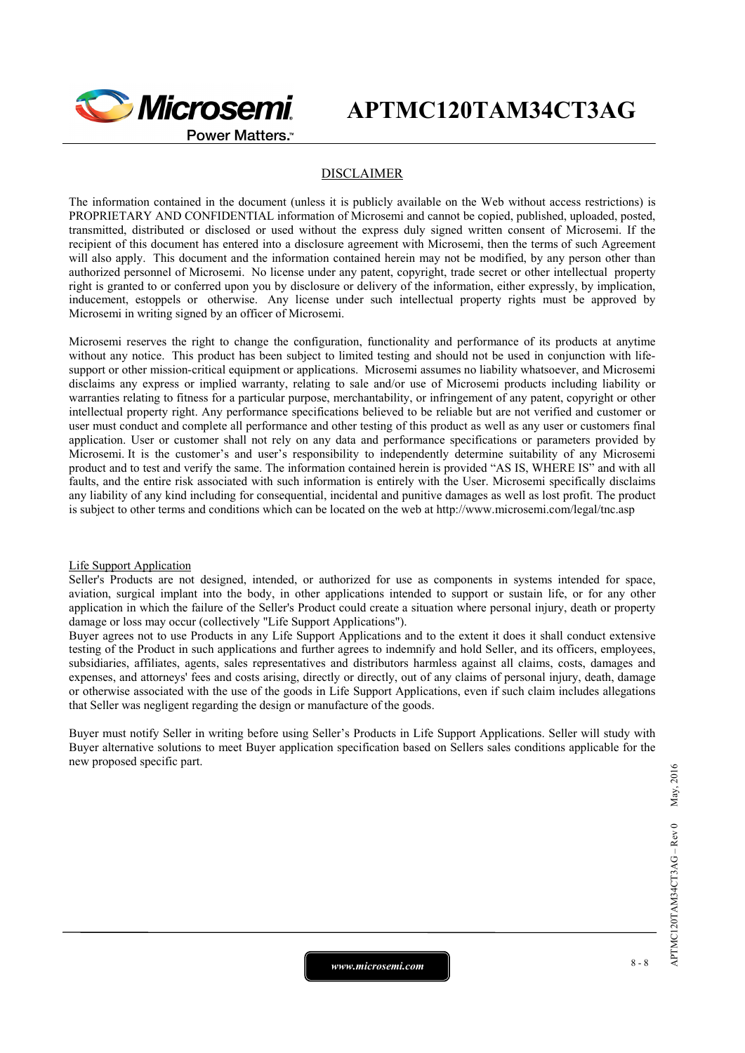## DISCLAIMER

The information contained in the document (unless it is publicly available on the Web without access restrictions) is PROPRIETARY AND CONFIDENTIAL information of Microsemi and cannot be copied, published, uploaded, posted, transmitted, distributed or disclosed or used without the express duly signed written consent of Microsemi. If the recipient of this document has entered into a disclosure agreement with Microsemi, then the terms of such Agreement will also apply. This document and the information contained herein may not be modified, by any person other than authorized personnel of Microsemi. No license under any patent, copyright, trade secret or other intellectual property right is granted to or conferred upon you by disclosure or delivery of the information, either expressly, by implication, inducement, estoppels or otherwise. Any license under such intellectual property rights must be approved by Microsemi in writing signed by an officer of Microsemi.

Microsemi reserves the right to change the configuration, functionality and performance of its products at anytime without any notice. This product has been subject to limited testing and should not be used in conjunction with life-support or other mission-critical equipment or applications. Microsemi assumes no liability whatsoever, and Microsemi disclaims any express or implied warranty, relating to sale and/or use of Microsemi products including liability or warranties relating to fitness for a particular purpose, merchantability, or infringement of any patent, copyright or other intellectual property right. Any performance specifications believed to be reliable but are not verified and customer or user must conduct and complete all performance and other testing of this product as well as any user or customers final application. User or customer shall not rely on any data and performance specifications or parameters provided by Microsemi. It is the customer's and user's responsibility to independently determine suitability of any Microsemi product and to test and verify the same. The information contained herein is provided "AS IS, WHERE IS" and with all faults, and the entire risk associated with such information is entirely with the User. Microsemi specifically disclaims any liability of any kind including for consequential, incidental and punitive damages as well as lost profit. The product is subject to other terms and conditions which can be located on the web at http://www.microsemi.com/legal/tnc.asp

### Life Support Application

Seller's Products are not designed, intended, or authorized for use as components in systems intended for space, aviation, surgical implant into the body, in other applications intended to support or sustain life, or for any other application in which the failure of the Seller's Product could create a situation where personal injury, death or property damage or loss may occur (collectively "Life Support Applications").

Buyer agrees not to use Products in any Life Support Applications and to the extent it does it shall conduct extensive testing of the Product in such applications and further agrees to indemnify and hold Seller, and its officers, employees, subsidiaries, affiliates, agents, sales representatives and distributors harmless against all claims, costs, damages and expenses, and attorneys' fees and costs arising, directly or directly, out of any claims of personal injury, death, damage or otherwise associated with the use of the goods in Life Support Applications, even if such claim includes allegations that Seller was negligent regarding the design or manufacture of the goods.

Buyer must notify Seller in writing before using Seller's Products in Life Support Applications. Seller will study with Buyer alternative solutions to meet Buyer application specification based on Sellers sales conditions applicable for the new proposed specific part.